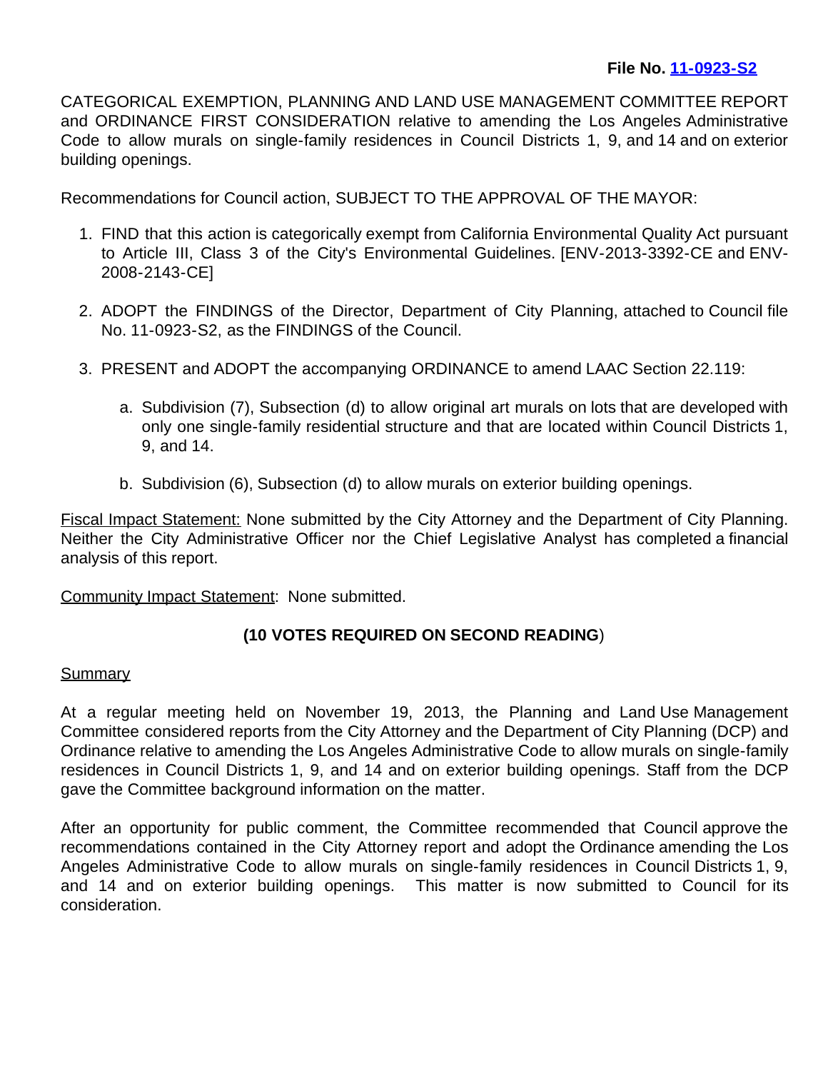**File No. [11-0923-S2]**

CATEGORICAL EXEMPTION, PLANNING AND LAND USE MANAGEMENT COMMITTEE REPORT and ORDINANCE FIRST CONSIDERATION relative to amending the Los Angeles Administrative Code to allow murals on single-family residences in Council Districts 1, 9, and 14 and on exterior building openings.

Recommendations for Council action, SUBJECT TO THE APPROVAL OF THE MAYOR:

1. FIND that this action is categorically exempt from California Environmental Quality Act pursuant to Article III, Class 3 of the City's Environmental Guidelines. [ENV-2013-3392-CE and ENV-2008-2143-CE]

2. ADOPT the FINDINGS of the Director, Department of City Planning, attached to Council file No. 11-0923-S2, as the FINDINGS of the Council.

3. PRESENT and ADOPT the accompanying ORDINANCE to amend LAAC Section 22.119:

   a. Subdivision (7), Subsection (d) to allow original art murals on lots that are developed with only one single-family residential structure and that are located within Council Districts 1, 9, and 14.

   b. Subdivision (6), Subsection (d) to allow murals on exterior building openings.

Fiscal Impact Statement: None submitted by the City Attorney and the Department of City Planning. Neither the City Administrative Officer nor the Chief Legislative Analyst has completed a financial analysis of this report.

Community Impact Statement: None submitted.

**(10 VOTES REQUIRED ON SECOND READING)**

Summary

At a regular meeting held on November 19, 2013, the Planning and Land Use Management Committee considered reports from the City Attorney and the Department of City Planning (DCP) and Ordinance relative to amending the Los Angeles Administrative Code to allow murals on single-family residences in Council Districts 1, 9, and 14 and on exterior building openings. Staff from the DCP gave the Committee background information on the matter.

After an opportunity for public comment, the Committee recommended that Council approve the recommendations contained in the City Attorney report and adopt the Ordinance amending the Los Angeles Administrative Code to allow murals on single-family residences in Council Districts 1, 9, and 14 and on exterior building openings. This matter is now submitted to Council for its consideration.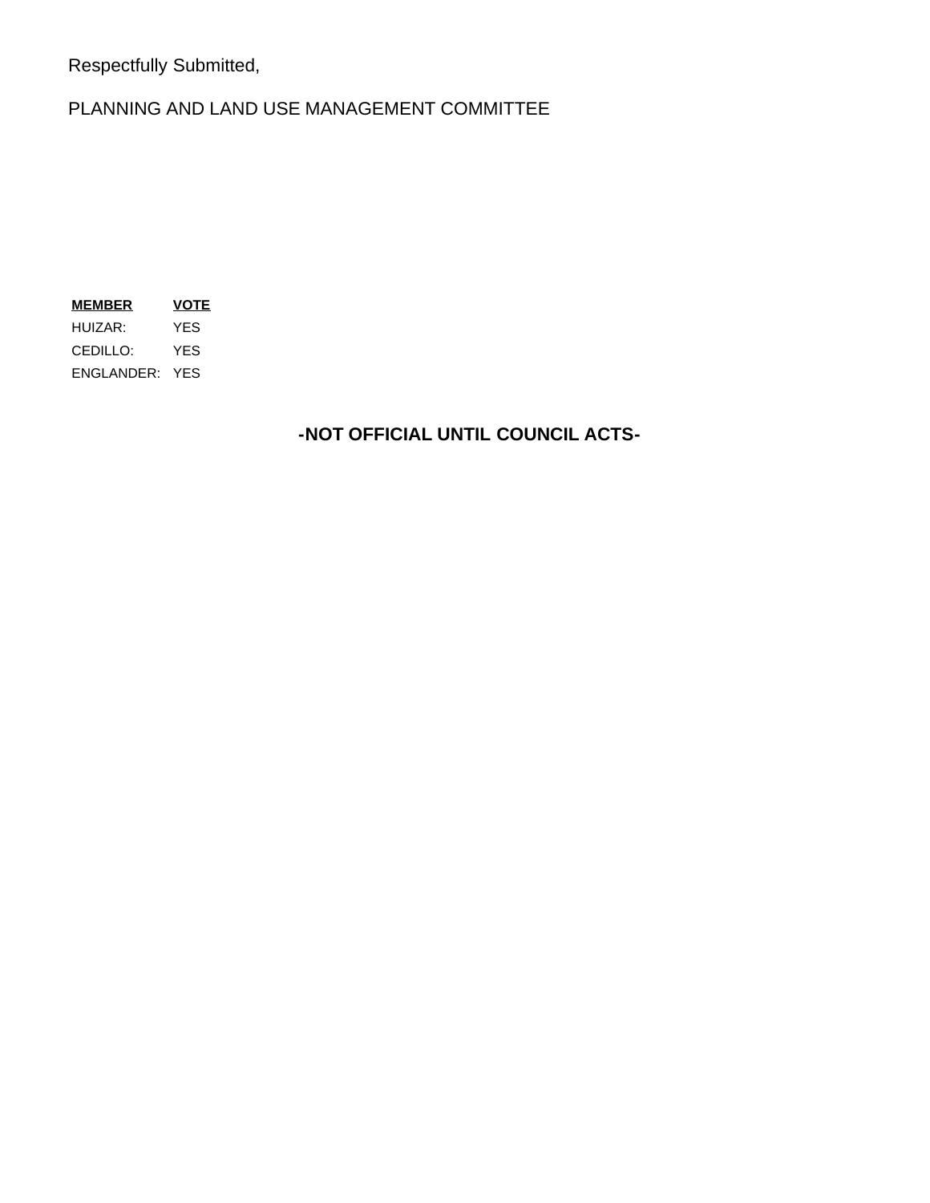Respectfully Submitted,

PLANNING AND LAND USE MANAGEMENT COMMITTEE

| **MEMBER** | **VOTE** |
|---|---|
| HUIZAR: | YES |
| CEDILLO: | YES |
| ENGLANDER: | YES |

**-NOT OFFICIAL UNTIL COUNCIL ACTS-**